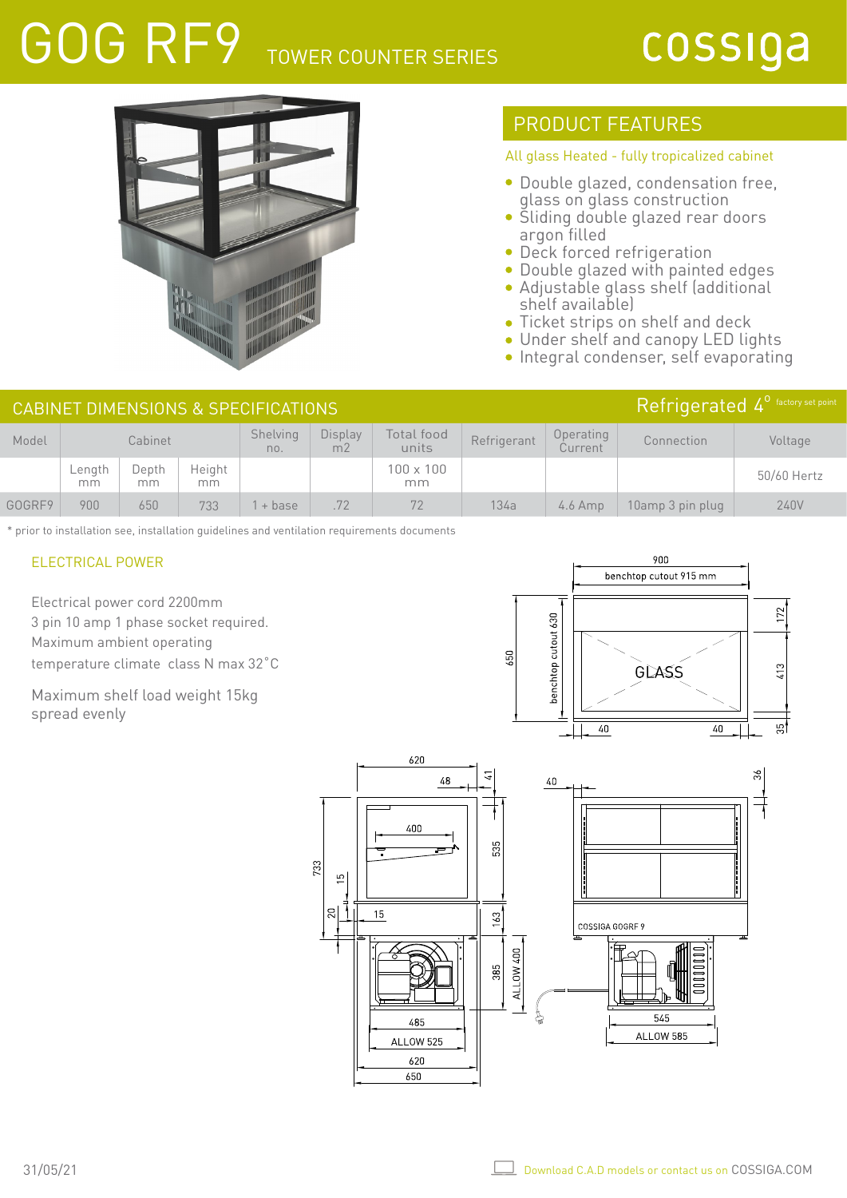# GOG RF9 TOWER COUNTER SERIES

cossiga

## PRODUCT FEATURES

All glass Heated - fully tropicalized cabinet

- Double glazed, condensation free, glass on glass construction
- Sliding double glazed rear doors argon filled
- Deck forced refrigeration
- Double glazed with painted edges
- Adjustable glass shelf (additional shelf available)
- Ticket strips on shelf and deck
- Under shelf and canopy LED lights
- Integral condenser, self evaporating

## CABINET DIMENSIONS & SPECIFICATIONS

Refrigerated 4° factory set point

| Model | Cabinet | | | Shelving no. | Display m2 | Total food units | Refrigerant | Operating Current | Connection | Voltage |
|---|---|---|---|---|---|---|---|---|---|---|
| | Length mm | Depth mm | Height mm | | | 100 x 100 mm | | | | 50/60 Hertz |
| GOGRF9 | 900 | 650 | 733 | 1 + base | .72 | 72 | 134a | 4.6 Amp | 10amp 3 pin plug | 240V |

* prior to installation see, installation guidelines and ventilation requirements documents

### ELECTRICAL POWER

Electrical power cord 2200mm
3 pin 10 amp 1 phase socket required.
Maximum ambient operating temperature climate class N max 32°C

Maximum shelf load weight 15kg spread evenly

31/05/21

Download C.A.D models or contact us on COSSIGA.COM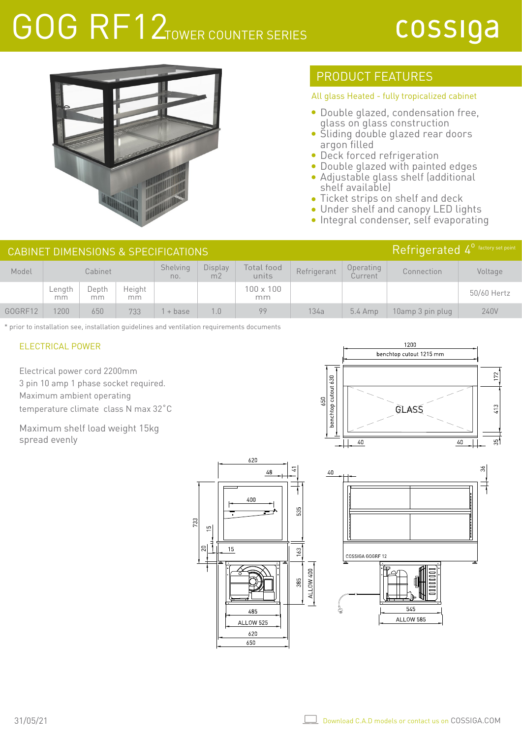# GOG RF12 TOWER COUNTER SERIES

cossiga

## PRODUCT FEATURES

All glass Heated - fully tropicalized cabinet

- Double glazed, condensation free, glass on glass construction
- Sliding double glazed rear doors argon filled
- Deck forced refrigeration
- Double glazed with painted edges
- Adjustable glass shelf (additional shelf available)
- Ticket strips on shelf and deck
- Under shelf and canopy LED lights
- Integral condenser, self evaporating

## CABINET DIMENSIONS & SPECIFICATIONS

Refrigerated 4° factory set point

| Model | Cabinet | | | Shelving no. | Display m2 | Total food units | Refrigerant | Operating Current | Connection | Voltage |
|---|---|---|---|---|---|---|---|---|---|---|
| | Length mm | Depth mm | Height mm | | | 100 x 100 mm | | | | 50/60 Hertz |
| GOGRF12 | 1200 | 650 | 733 | 1 + base | 1.0 | 99 | 134a | 5.4 Amp | 10amp 3 pin plug | 240V |

* prior to installation see, installation guidelines and ventilation requirements documents

### ELECTRICAL POWER

Electrical power cord 2200mm
3 pin 10 amp 1 phase socket required.
Maximum ambient operating temperature climate class N max 32°C

Maximum shelf load weight 15kg spread evenly

31/05/21

Download C.A.D models or contact us on COSSIGA.COM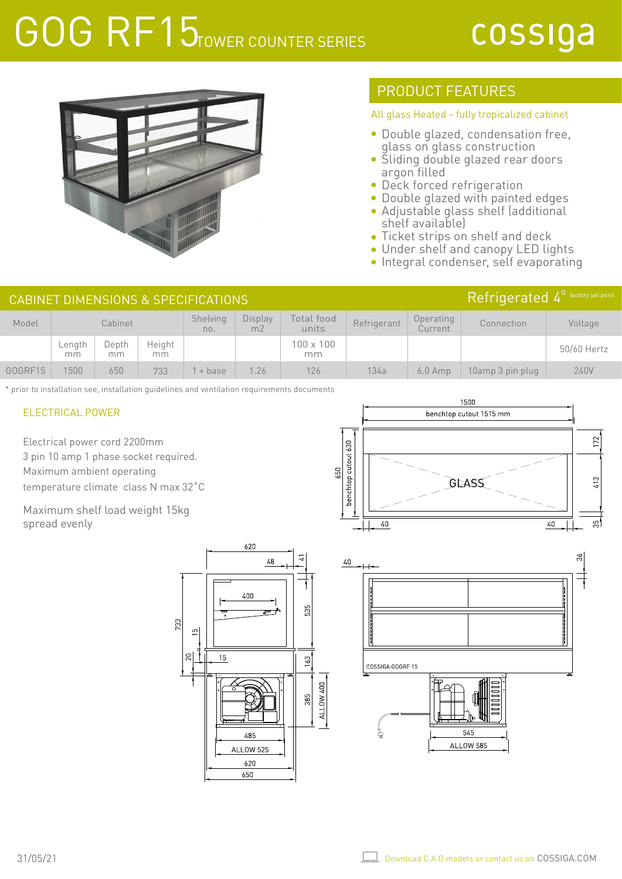# GOG RF15 TOWER COUNTER SERIES

cossiga

## PRODUCT FEATURES

All glass Heated - fully tropicalized cabinet

- Double glazed, condensation free, glass on glass construction
- Sliding double glazed rear doors argon filled
- Deck forced refrigeration
- Double glazed with painted edges
- Adjustable glass shelf (additional shelf available)
- Ticket strips on shelf and deck
- Under shelf and canopy LED lights
- Integral condenser, self evaporating

## CABINET DIMENSIONS & SPECIFICATIONS

Refrigerated 4° factory set point

| Model | Cabinet | | | Shelving no. | Display m2 | Total food units | Refrigerant | Operating Current | Connection | Voltage |
|---|---|---|---|---|---|---|---|---|---|---|
| | Length mm | Depth mm | Height mm | | | 100 x 100 mm | | | | 50/60 Hertz |
| GOGRF15 | 1500 | 650 | 733 | 1 + base | 1.26 | 126 | 134a | 6.0 Amp | 10amp 3 pin plug | 240V |

* prior to installation see, installation guidelines and ventilation requirements documents

### ELECTRICAL POWER

Electrical power cord 2200mm
3 pin 10 amp 1 phase socket required.
Maximum ambient operating
temperature climate class N max 32°C

Maximum shelf load weight 15kg
spread evenly

1500
benchtop cutout 1515 mm
650
benchtop cutout 630
GLASS
172
413
35
40
40

620
48
41
400
535
733
15
20
15
163
385
ALLOW 400
485
ALLOW 525
620
650

40
36
COSSIGA GOGRF 15
545
ALLOW 585

31/05/21

Download C.A.D models or contact us on COSSIGA.COM